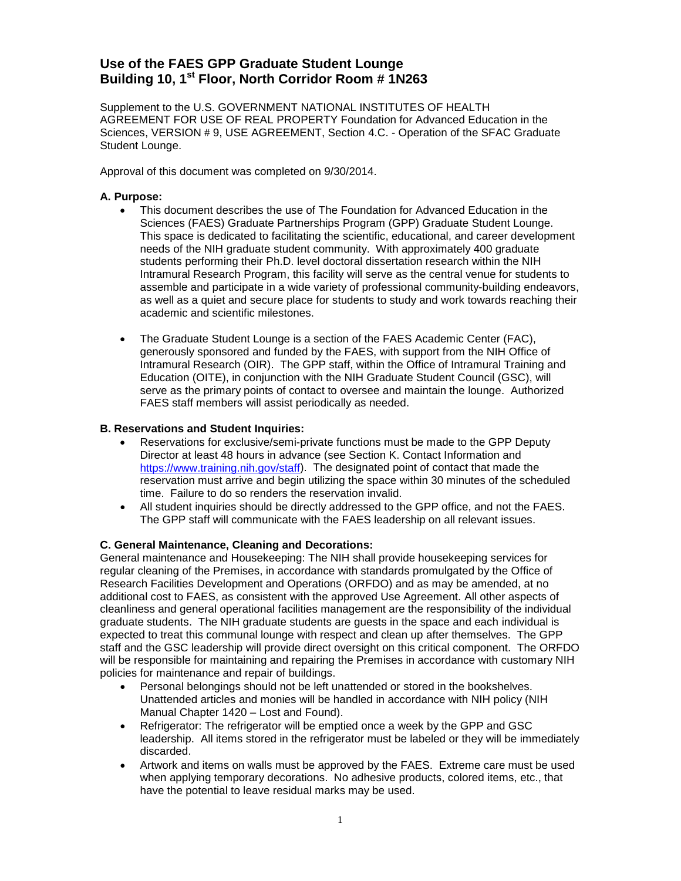# Use of the FAES GPP Graduate Student Lounge
# Building 10, 1st Floor, North Corridor Room # 1N263

Supplement to the U.S. GOVERNMENT NATIONAL INSTITUTES OF HEALTH AGREEMENT FOR USE OF REAL PROPERTY Foundation for Advanced Education in the Sciences, VERSION # 9, USE AGREEMENT, Section 4.C. - Operation of the SFAC Graduate Student Lounge.

Approval of this document was completed on 9/30/2014.

**A. Purpose:**

- This document describes the use of The Foundation for Advanced Education in the Sciences (FAES) Graduate Partnerships Program (GPP) Graduate Student Lounge. This space is dedicated to facilitating the scientific, educational, and career development needs of the NIH graduate student community. With approximately 400 graduate students performing their Ph.D. level doctoral dissertation research within the NIH Intramural Research Program, this facility will serve as the central venue for students to assemble and participate in a wide variety of professional community-building endeavors, as well as a quiet and secure place for students to study and work towards reaching their academic and scientific milestones.

- The Graduate Student Lounge is a section of the FAES Academic Center (FAC), generously sponsored and funded by the FAES, with support from the NIH Office of Intramural Research (OIR). The GPP staff, within the Office of Intramural Training and Education (OITE), in conjunction with the NIH Graduate Student Council (GSC), will serve as the primary points of contact to oversee and maintain the lounge. Authorized FAES staff members will assist periodically as needed.

**B. Reservations and Student Inquiries:**

- Reservations for exclusive/semi-private functions must be made to the GPP Deputy Director at least 48 hours in advance (see Section K. Contact Information and [https://www.training.nih.gov/staff](https://www.training.nih.gov/staff)). The designated point of contact that made the reservation must arrive and begin utilizing the space within 30 minutes of the scheduled time. Failure to do so renders the reservation invalid.
- All student inquiries should be directly addressed to the GPP office, and not the FAES. The GPP staff will communicate with the FAES leadership on all relevant issues.

**C. General Maintenance, Cleaning and Decorations:**

General maintenance and Housekeeping: The NIH shall provide housekeeping services for regular cleaning of the Premises, in accordance with standards promulgated by the Office of Research Facilities Development and Operations (ORFDO) and as may be amended, at no additional cost to FAES, as consistent with the approved Use Agreement. All other aspects of cleanliness and general operational facilities management are the responsibility of the individual graduate students. The NIH graduate students are guests in the space and each individual is expected to treat this communal lounge with respect and clean up after themselves. The GPP staff and the GSC leadership will provide direct oversight on this critical component. The ORFDO will be responsible for maintaining and repairing the Premises in accordance with customary NIH policies for maintenance and repair of buildings.

- Personal belongings should not be left unattended or stored in the bookshelves. Unattended articles and monies will be handled in accordance with NIH policy (NIH Manual Chapter 1420 – Lost and Found).
- Refrigerator: The refrigerator will be emptied once a week by the GPP and GSC leadership. All items stored in the refrigerator must be labeled or they will be immediately discarded.
- Artwork and items on walls must be approved by the FAES. Extreme care must be used when applying temporary decorations. No adhesive products, colored items, etc., that have the potential to leave residual marks may be used.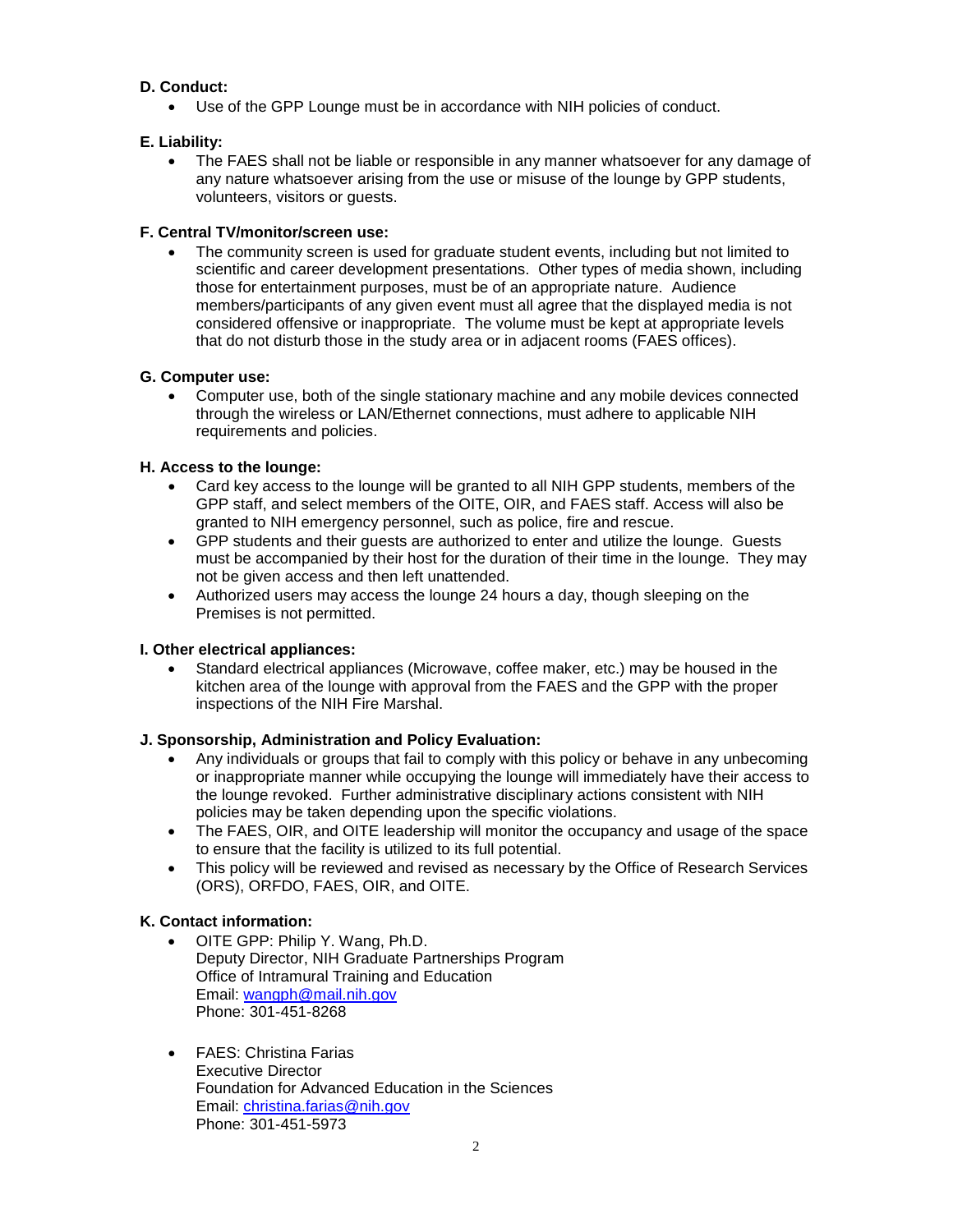**D. Conduct:**

- Use of the GPP Lounge must be in accordance with NIH policies of conduct.

**E. Liability:**

- The FAES shall not be liable or responsible in any manner whatsoever for any damage of any nature whatsoever arising from the use or misuse of the lounge by GPP students, volunteers, visitors or guests.

**F. Central TV/monitor/screen use:**

- The community screen is used for graduate student events, including but not limited to scientific and career development presentations. Other types of media shown, including those for entertainment purposes, must be of an appropriate nature. Audience members/participants of any given event must all agree that the displayed media is not considered offensive or inappropriate. The volume must be kept at appropriate levels that do not disturb those in the study area or in adjacent rooms (FAES offices).

**G. Computer use:**

- Computer use, both of the single stationary machine and any mobile devices connected through the wireless or LAN/Ethernet connections, must adhere to applicable NIH requirements and policies.

**H. Access to the lounge:**

- Card key access to the lounge will be granted to all NIH GPP students, members of the GPP staff, and select members of the OITE, OIR, and FAES staff. Access will also be granted to NIH emergency personnel, such as police, fire and rescue.
- GPP students and their guests are authorized to enter and utilize the lounge. Guests must be accompanied by their host for the duration of their time in the lounge. They may not be given access and then left unattended.
- Authorized users may access the lounge 24 hours a day, though sleeping on the Premises is not permitted.

**I. Other electrical appliances:**

- Standard electrical appliances (Microwave, coffee maker, etc.) may be housed in the kitchen area of the lounge with approval from the FAES and the GPP with the proper inspections of the NIH Fire Marshal.

**J. Sponsorship, Administration and Policy Evaluation:**

- Any individuals or groups that fail to comply with this policy or behave in any unbecoming or inappropriate manner while occupying the lounge will immediately have their access to the lounge revoked. Further administrative disciplinary actions consistent with NIH policies may be taken depending upon the specific violations.
- The FAES, OIR, and OITE leadership will monitor the occupancy and usage of the space to ensure that the facility is utilized to its full potential.
- This policy will be reviewed and revised as necessary by the Office of Research Services (ORS), ORFDO, FAES, OIR, and OITE.

**K. Contact information:**

- OITE GPP: Philip Y. Wang, Ph.D.
  Deputy Director, NIH Graduate Partnerships Program
  Office of Intramural Training and Education
  Email: wangph@mail.nih.gov
  Phone: 301-451-8268

- FAES: Christina Farias
  Executive Director
  Foundation for Advanced Education in the Sciences
  Email: christina.farias@nih.gov
  Phone: 301-451-5973